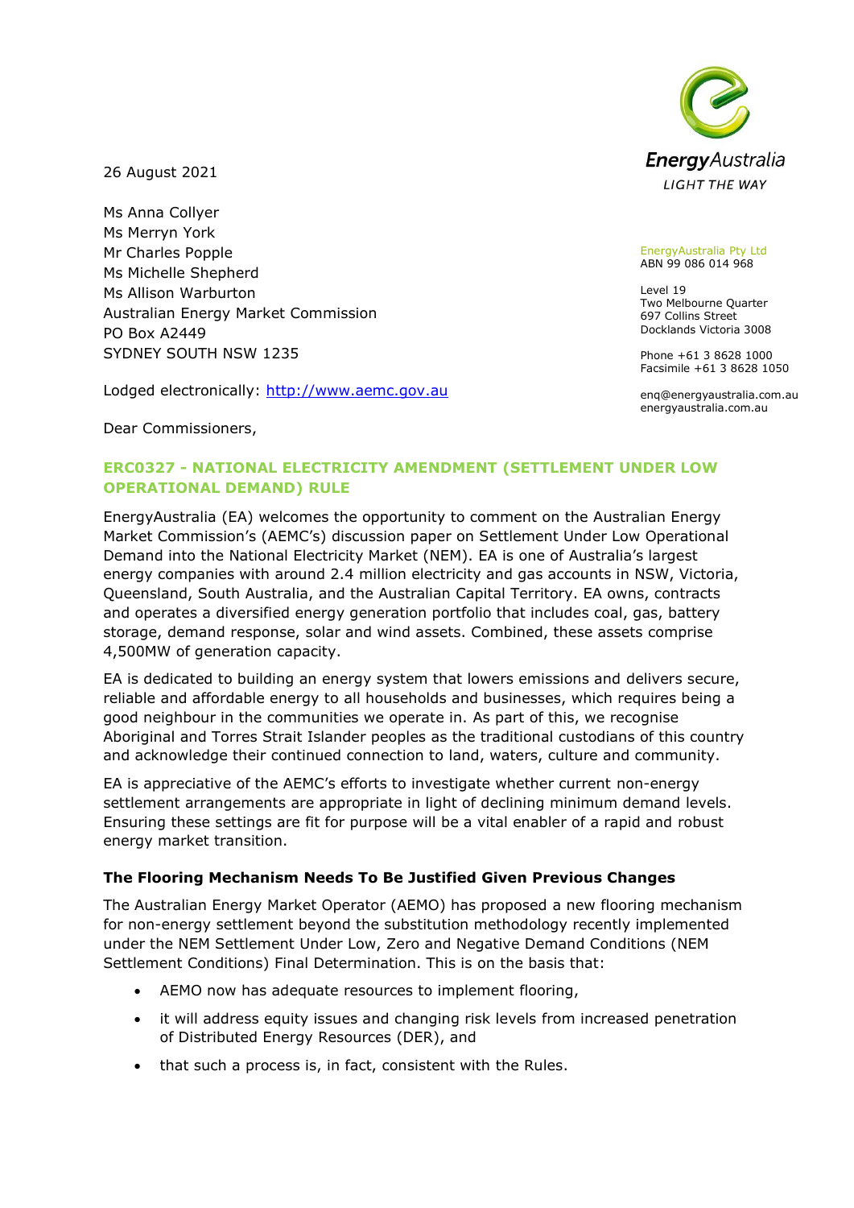EnergyAustralia
LIGHT THE WAY

EnergyAustralia Pty Ltd
ABN 99 086 014 968

Level 19
Two Melbourne Quarter
697 Collins Street
Docklands Victoria 3008

Phone +61 3 8628 1000
Facsimile +61 3 8628 1050

enq@energyaustralia.com.au
energyaustralia.com.au

26 August 2021

Ms Anna Collyer
Ms Merryn York
Mr Charles Popple
Ms Michelle Shepherd
Ms Allison Warburton
Australian Energy Market Commission
PO Box A2449
SYDNEY SOUTH NSW 1235

Lodged electronically: http://www.aemc.gov.au

Dear Commissioners,

## ERC0327 - NATIONAL ELECTRICITY AMENDMENT (SETTLEMENT UNDER LOW OPERATIONAL DEMAND) RULE

EnergyAustralia (EA) welcomes the opportunity to comment on the Australian Energy Market Commission's (AEMC's) discussion paper on Settlement Under Low Operational Demand into the National Electricity Market (NEM). EA is one of Australia's largest energy companies with around 2.4 million electricity and gas accounts in NSW, Victoria, Queensland, South Australia, and the Australian Capital Territory. EA owns, contracts and operates a diversified energy generation portfolio that includes coal, gas, battery storage, demand response, solar and wind assets. Combined, these assets comprise 4,500MW of generation capacity.

EA is dedicated to building an energy system that lowers emissions and delivers secure, reliable and affordable energy to all households and businesses, which requires being a good neighbour in the communities we operate in. As part of this, we recognise Aboriginal and Torres Strait Islander peoples as the traditional custodians of this country and acknowledge their continued connection to land, waters, culture and community.

EA is appreciative of the AEMC's efforts to investigate whether current non-energy settlement arrangements are appropriate in light of declining minimum demand levels. Ensuring these settings are fit for purpose will be a vital enabler of a rapid and robust energy market transition.

### The Flooring Mechanism Needs To Be Justified Given Previous Changes

The Australian Energy Market Operator (AEMO) has proposed a new flooring mechanism for non-energy settlement beyond the substitution methodology recently implemented under the NEM Settlement Under Low, Zero and Negative Demand Conditions (NEM Settlement Conditions) Final Determination. This is on the basis that:

- AEMO now has adequate resources to implement flooring,
- it will address equity issues and changing risk levels from increased penetration of Distributed Energy Resources (DER), and
- that such a process is, in fact, consistent with the Rules.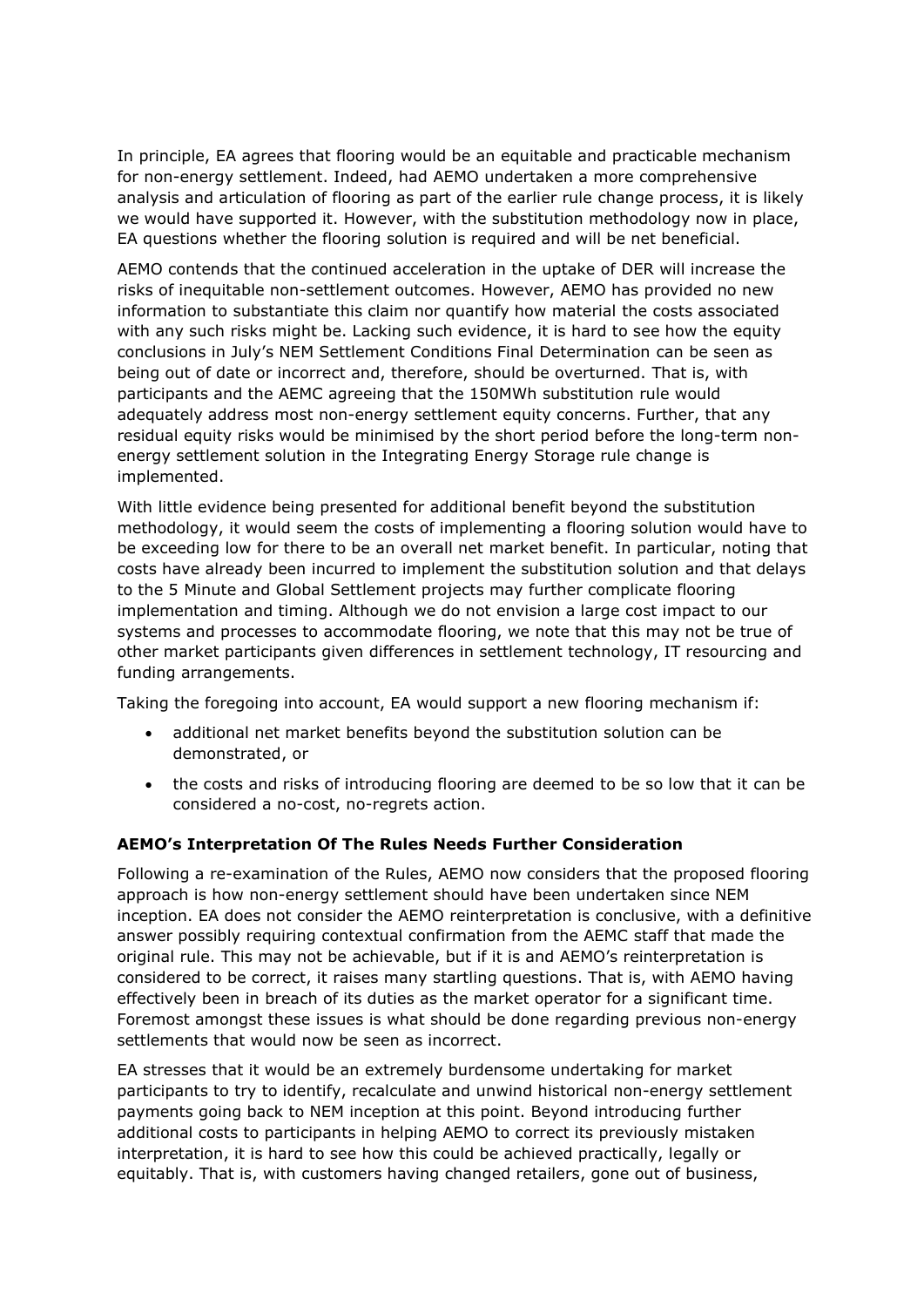In principle, EA agrees that flooring would be an equitable and practicable mechanism for non-energy settlement. Indeed, had AEMO undertaken a more comprehensive analysis and articulation of flooring as part of the earlier rule change process, it is likely we would have supported it. However, with the substitution methodology now in place, EA questions whether the flooring solution is required and will be net beneficial.

AEMO contends that the continued acceleration in the uptake of DER will increase the risks of inequitable non-settlement outcomes. However, AEMO has provided no new information to substantiate this claim nor quantify how material the costs associated with any such risks might be. Lacking such evidence, it is hard to see how the equity conclusions in July's NEM Settlement Conditions Final Determination can be seen as being out of date or incorrect and, therefore, should be overturned. That is, with participants and the AEMC agreeing that the 150MWh substitution rule would adequately address most non-energy settlement equity concerns. Further, that any residual equity risks would be minimised by the short period before the long-term non-energy settlement solution in the Integrating Energy Storage rule change is implemented.

With little evidence being presented for additional benefit beyond the substitution methodology, it would seem the costs of implementing a flooring solution would have to be exceeding low for there to be an overall net market benefit. In particular, noting that costs have already been incurred to implement the substitution solution and that delays to the 5 Minute and Global Settlement projects may further complicate flooring implementation and timing. Although we do not envision a large cost impact to our systems and processes to accommodate flooring, we note that this may not be true of other market participants given differences in settlement technology, IT resourcing and funding arrangements.

Taking the foregoing into account, EA would support a new flooring mechanism if:

- additional net market benefits beyond the substitution solution can be demonstrated, or
- the costs and risks of introducing flooring are deemed to be so low that it can be considered a no-cost, no-regrets action.

**AEMO's Interpretation Of The Rules Needs Further Consideration**

Following a re-examination of the Rules, AEMO now considers that the proposed flooring approach is how non-energy settlement should have been undertaken since NEM inception. EA does not consider the AEMO reinterpretation is conclusive, with a definitive answer possibly requiring contextual confirmation from the AEMC staff that made the original rule. This may not be achievable, but if it is and AEMO's reinterpretation is considered to be correct, it raises many startling questions. That is, with AEMO having effectively been in breach of its duties as the market operator for a significant time. Foremost amongst these issues is what should be done regarding previous non-energy settlements that would now be seen as incorrect.

EA stresses that it would be an extremely burdensome undertaking for market participants to try to identify, recalculate and unwind historical non-energy settlement payments going back to NEM inception at this point. Beyond introducing further additional costs to participants in helping AEMO to correct its previously mistaken interpretation, it is hard to see how this could be achieved practically, legally or equitably. That is, with customers having changed retailers, gone out of business,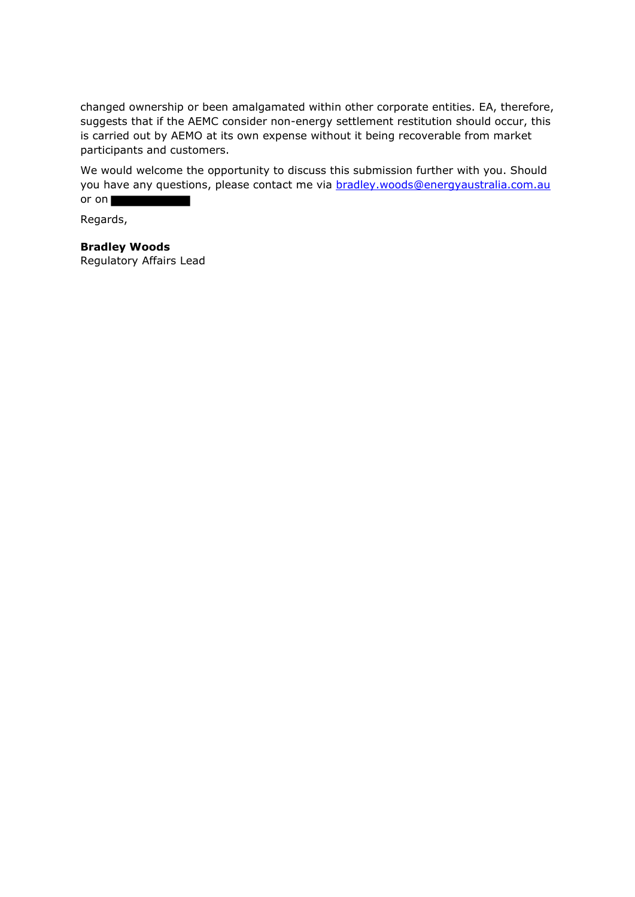changed ownership or been amalgamated within other corporate entities. EA, therefore, suggests that if the AEMC consider non-energy settlement restitution should occur, this is carried out by AEMO at its own expense without it being recoverable from market participants and customers.

We would welcome the opportunity to discuss this submission further with you. Should you have any questions, please contact me via bradley.woods@energyaustralia.com.au or on

Regards,

**Bradley Woods**
Regulatory Affairs Lead